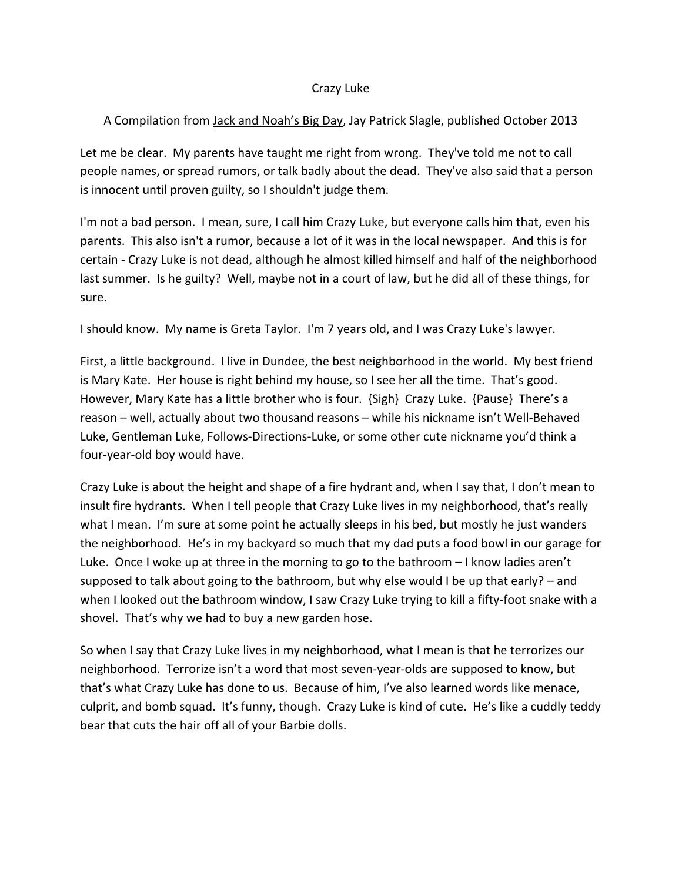# Crazy Luke

A Compilation from Jack and Noah's Big Day, Jay Patrick Slagle, published October 2013

Let me be clear. My parents have taught me right from wrong. They've told me not to call people names, or spread rumors, or talk badly about the dead. They've also said that a person is innocent until proven guilty, so I shouldn't judge them.

I'm not a bad person. I mean, sure, I call him Crazy Luke, but everyone calls him that, even his parents. This also isn't a rumor, because a lot of it was in the local newspaper. And this is for certain - Crazy Luke is not dead, although he almost killed himself and half of the neighborhood last summer. Is he guilty? Well, maybe not in a court of law, but he did all of these things, for sure.

I should know. My name is Greta Taylor. I'm 7 years old, and I was Crazy Luke's lawyer.

First, a little background. I live in Dundee, the best neighborhood in the world. My best friend is Mary Kate. Her house is right behind my house, so I see her all the time. That's good. However, Mary Kate has a little brother who is four. {Sigh} Crazy Luke. {Pause} There's a reason – well, actually about two thousand reasons – while his nickname isn't Well-Behaved Luke, Gentleman Luke, Follows-Directions-Luke, or some other cute nickname you'd think a four-year-old boy would have.

Crazy Luke is about the height and shape of a fire hydrant and, when I say that, I don't mean to insult fire hydrants. When I tell people that Crazy Luke lives in my neighborhood, that's really what I mean. I'm sure at some point he actually sleeps in his bed, but mostly he just wanders the neighborhood. He's in my backyard so much that my dad puts a food bowl in our garage for Luke. Once I woke up at three in the morning to go to the bathroom – I know ladies aren't supposed to talk about going to the bathroom, but why else would I be up that early? – and when I looked out the bathroom window, I saw Crazy Luke trying to kill a fifty-foot snake with a shovel. That's why we had to buy a new garden hose.

So when I say that Crazy Luke lives in my neighborhood, what I mean is that he terrorizes our neighborhood. Terrorize isn't a word that most seven-year-olds are supposed to know, but that's what Crazy Luke has done to us. Because of him, I've also learned words like menace, culprit, and bomb squad. It's funny, though. Crazy Luke is kind of cute. He's like a cuddly teddy bear that cuts the hair off all of your Barbie dolls.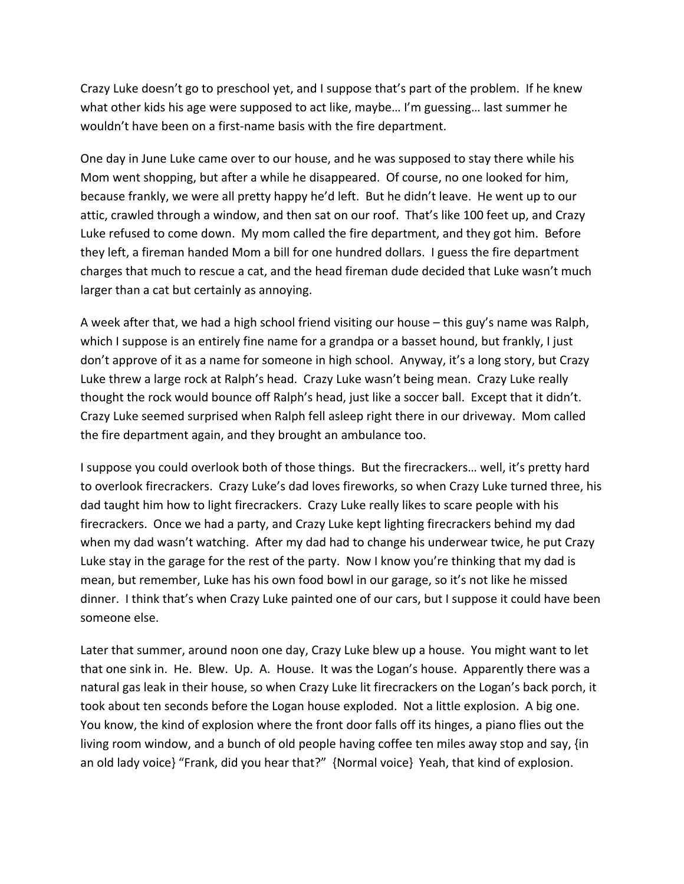Crazy Luke doesn't go to preschool yet, and I suppose that's part of the problem. If he knew what other kids his age were supposed to act like, maybe… I'm guessing… last summer he wouldn't have been on a first-name basis with the fire department.

One day in June Luke came over to our house, and he was supposed to stay there while his Mom went shopping, but after a while he disappeared. Of course, no one looked for him, because frankly, we were all pretty happy he'd left. But he didn't leave. He went up to our attic, crawled through a window, and then sat on our roof. That's like 100 feet up, and Crazy Luke refused to come down. My mom called the fire department, and they got him. Before they left, a fireman handed Mom a bill for one hundred dollars. I guess the fire department charges that much to rescue a cat, and the head fireman dude decided that Luke wasn't much larger than a cat but certainly as annoying.

A week after that, we had a high school friend visiting our house – this guy's name was Ralph, which I suppose is an entirely fine name for a grandpa or a basset hound, but frankly, I just don't approve of it as a name for someone in high school. Anyway, it's a long story, but Crazy Luke threw a large rock at Ralph's head. Crazy Luke wasn't being mean. Crazy Luke really thought the rock would bounce off Ralph's head, just like a soccer ball. Except that it didn't. Crazy Luke seemed surprised when Ralph fell asleep right there in our driveway. Mom called the fire department again, and they brought an ambulance too.

I suppose you could overlook both of those things. But the firecrackers… well, it's pretty hard to overlook firecrackers. Crazy Luke's dad loves fireworks, so when Crazy Luke turned three, his dad taught him how to light firecrackers. Crazy Luke really likes to scare people with his firecrackers. Once we had a party, and Crazy Luke kept lighting firecrackers behind my dad when my dad wasn't watching. After my dad had to change his underwear twice, he put Crazy Luke stay in the garage for the rest of the party. Now I know you're thinking that my dad is mean, but remember, Luke has his own food bowl in our garage, so it's not like he missed dinner. I think that's when Crazy Luke painted one of our cars, but I suppose it could have been someone else.

Later that summer, around noon one day, Crazy Luke blew up a house. You might want to let that one sink in. He. Blew. Up. A. House. It was the Logan's house. Apparently there was a natural gas leak in their house, so when Crazy Luke lit firecrackers on the Logan's back porch, it took about ten seconds before the Logan house exploded. Not a little explosion. A big one. You know, the kind of explosion where the front door falls off its hinges, a piano flies out the living room window, and a bunch of old people having coffee ten miles away stop and say, {in an old lady voice} "Frank, did you hear that?" {Normal voice} Yeah, that kind of explosion.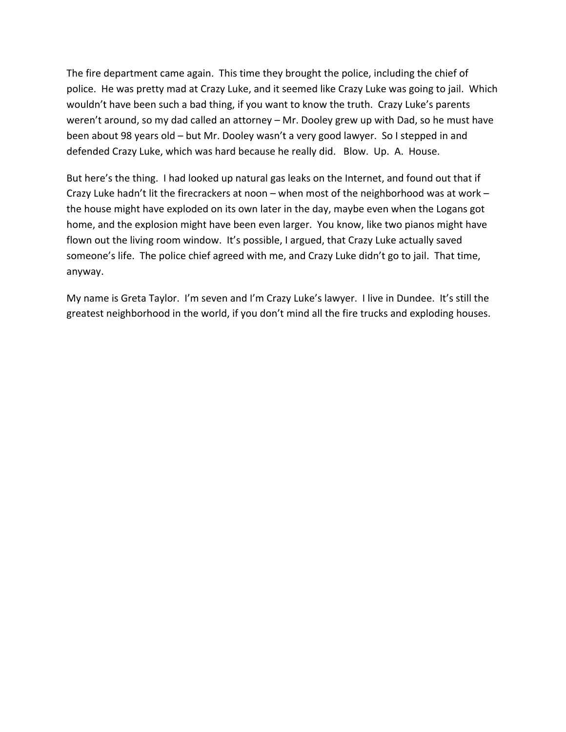The fire department came again. This time they brought the police, including the chief of police. He was pretty mad at Crazy Luke, and it seemed like Crazy Luke was going to jail. Which wouldn't have been such a bad thing, if you want to know the truth. Crazy Luke's parents weren't around, so my dad called an attorney – Mr. Dooley grew up with Dad, so he must have been about 98 years old – but Mr. Dooley wasn't a very good lawyer. So I stepped in and defended Crazy Luke, which was hard because he really did. Blow. Up. A. House.

But here's the thing. I had looked up natural gas leaks on the Internet, and found out that if Crazy Luke hadn't lit the firecrackers at noon – when most of the neighborhood was at work – the house might have exploded on its own later in the day, maybe even when the Logans got home, and the explosion might have been even larger. You know, like two pianos might have flown out the living room window. It's possible, I argued, that Crazy Luke actually saved someone's life. The police chief agreed with me, and Crazy Luke didn't go to jail. That time, anyway.

My name is Greta Taylor. I'm seven and I'm Crazy Luke's lawyer. I live in Dundee. It's still the greatest neighborhood in the world, if you don't mind all the fire trucks and exploding houses.